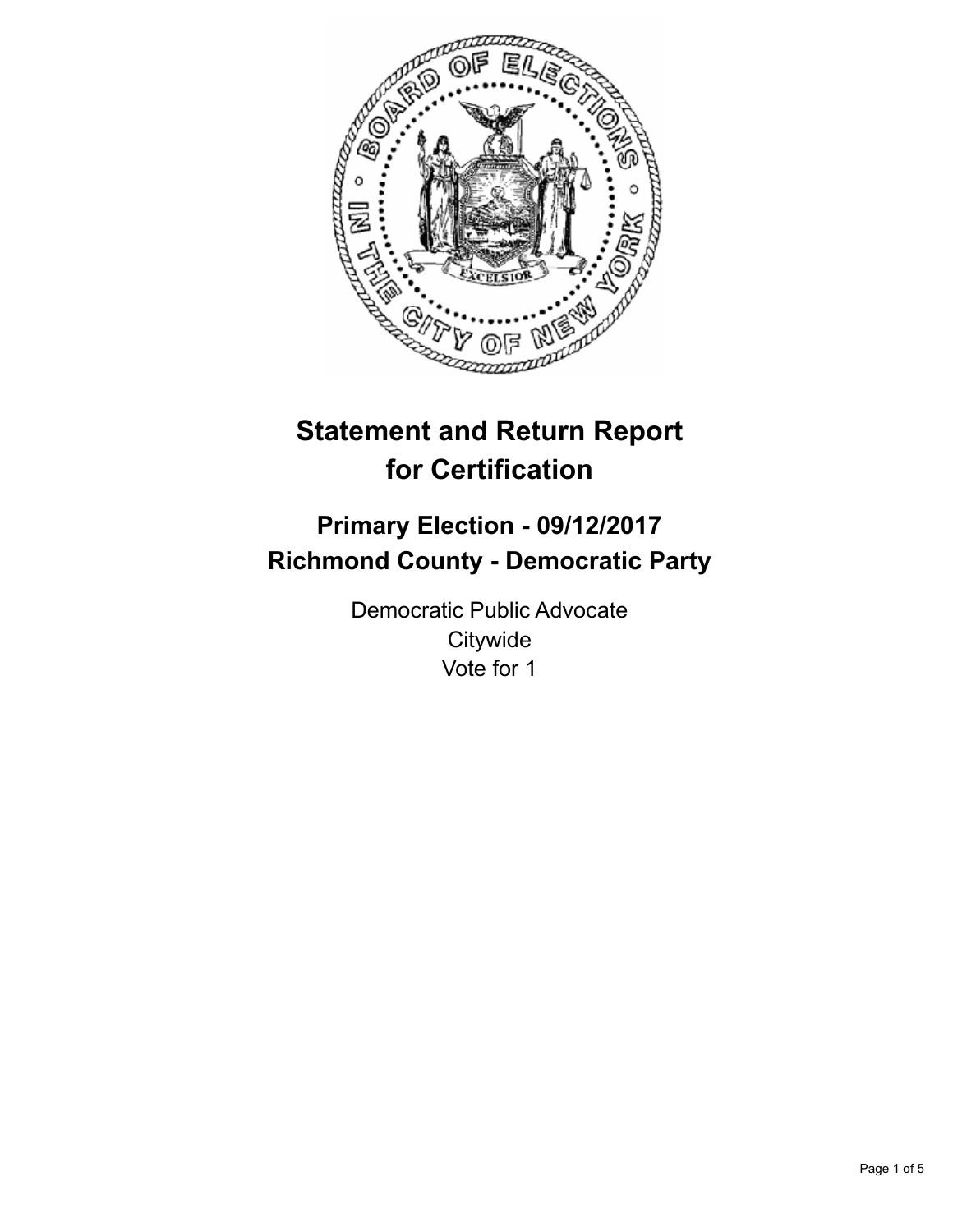# Statement and Return Report for Certification

## Primary Election - 09/12/2017
## Richmond County - Democratic Party

Democratic Public Advocate
Citywide
Vote for 1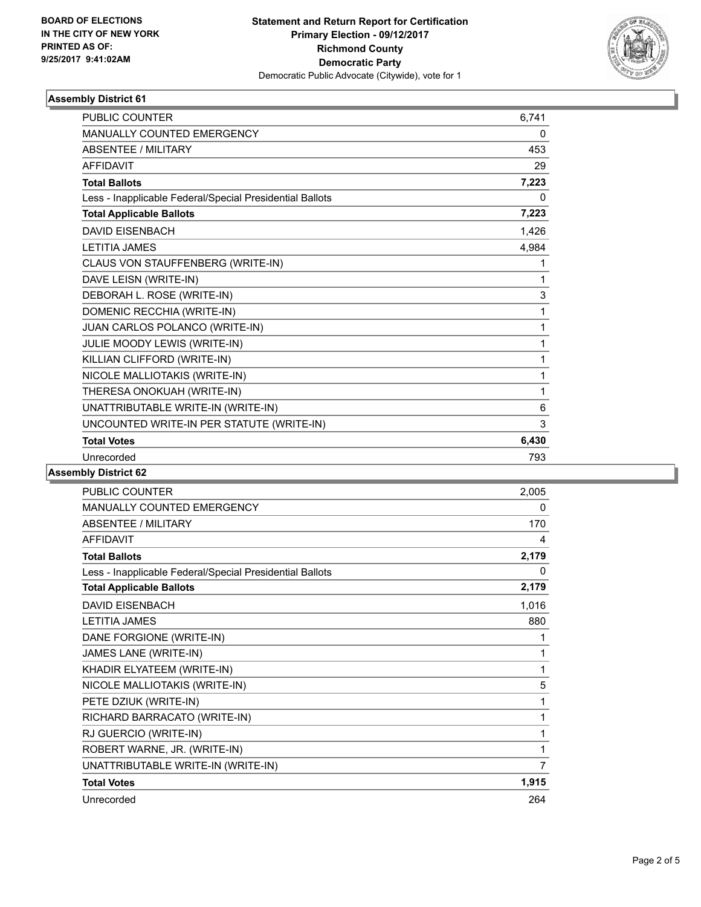BOARD OF ELECTIONS
IN THE CITY OF NEW YORK
PRINTED AS OF:
9/25/2017 9:41:02AM

**Statement and Return Report for Certification**
**Primary Election - 09/12/2017**
**Richmond County**
**Democratic Party**
Democratic Public Advocate (Citywide), vote for 1

### Assembly District 61

| | |
|---|---|
| PUBLIC COUNTER | 6,741 |
| MANUALLY COUNTED EMERGENCY | 0 |
| ABSENTEE / MILITARY | 453 |
| AFFIDAVIT | 29 |
| **Total Ballots** | **7,223** |
| Less - Inapplicable Federal/Special Presidential Ballots | 0 |
| **Total Applicable Ballots** | **7,223** |
| DAVID EISENBACH | 1,426 |
| LETITIA JAMES | 4,984 |
| CLAUS VON STAUFFENBERG (WRITE-IN) | 1 |
| DAVE LEISN (WRITE-IN) | 1 |
| DEBORAH L. ROSE (WRITE-IN) | 3 |
| DOMENIC RECCHIA (WRITE-IN) | 1 |
| JUAN CARLOS POLANCO (WRITE-IN) | 1 |
| JULIE MOODY LEWIS (WRITE-IN) | 1 |
| KILLIAN CLIFFORD (WRITE-IN) | 1 |
| NICOLE MALLIOTAKIS (WRITE-IN) | 1 |
| THERESA ONOKUAH (WRITE-IN) | 1 |
| UNATTRIBUTABLE WRITE-IN (WRITE-IN) | 6 |
| UNCOUNTED WRITE-IN PER STATUTE (WRITE-IN) | 3 |
| **Total Votes** | **6,430** |
| Unrecorded | 793 |

### Assembly District 62

| | |
|---|---|
| PUBLIC COUNTER | 2,005 |
| MANUALLY COUNTED EMERGENCY | 0 |
| ABSENTEE / MILITARY | 170 |
| AFFIDAVIT | 4 |
| **Total Ballots** | **2,179** |
| Less - Inapplicable Federal/Special Presidential Ballots | 0 |
| **Total Applicable Ballots** | **2,179** |
| DAVID EISENBACH | 1,016 |
| LETITIA JAMES | 880 |
| DANE FORGIONE (WRITE-IN) | 1 |
| JAMES LANE (WRITE-IN) | 1 |
| KHADIR ELYATEEM (WRITE-IN) | 1 |
| NICOLE MALLIOTAKIS (WRITE-IN) | 5 |
| PETE DZIUK (WRITE-IN) | 1 |
| RICHARD BARRACATO (WRITE-IN) | 1 |
| RJ GUERCIO (WRITE-IN) | 1 |
| ROBERT WARNE, JR. (WRITE-IN) | 1 |
| UNATTRIBUTABLE WRITE-IN (WRITE-IN) | 7 |
| **Total Votes** | **1,915** |
| Unrecorded | 264 |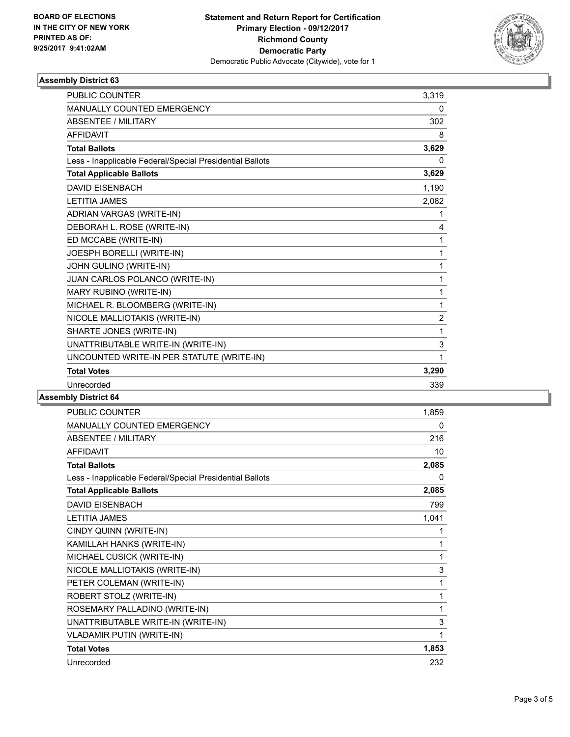**BOARD OF ELECTIONS IN THE CITY OF NEW YORK PRINTED AS OF: 9/25/2017 9:41:02AM**

**Statement and Return Report for Certification**
**Primary Election - 09/12/2017**
**Richmond County**
**Democratic Party**
Democratic Public Advocate (Citywide), vote for 1

### Assembly District 63

| | |
|---|---|
| PUBLIC COUNTER | 3,319 |
| MANUALLY COUNTED EMERGENCY | 0 |
| ABSENTEE / MILITARY | 302 |
| AFFIDAVIT | 8 |
| **Total Ballots** | **3,629** |
| Less - Inapplicable Federal/Special Presidential Ballots | 0 |
| **Total Applicable Ballots** | **3,629** |
| DAVID EISENBACH | 1,190 |
| LETITIA JAMES | 2,082 |
| ADRIAN VARGAS (WRITE-IN) | 1 |
| DEBORAH L. ROSE (WRITE-IN) | 4 |
| ED MCCABE (WRITE-IN) | 1 |
| JOESPH BORELLI (WRITE-IN) | 1 |
| JOHN GULINO (WRITE-IN) | 1 |
| JUAN CARLOS POLANCO (WRITE-IN) | 1 |
| MARY RUBINO (WRITE-IN) | 1 |
| MICHAEL R. BLOOMBERG (WRITE-IN) | 1 |
| NICOLE MALLIOTAKIS (WRITE-IN) | 2 |
| SHARTE JONES (WRITE-IN) | 1 |
| UNATTRIBUTABLE WRITE-IN (WRITE-IN) | 3 |
| UNCOUNTED WRITE-IN PER STATUTE (WRITE-IN) | 1 |
| **Total Votes** | **3,290** |
| Unrecorded | 339 |

### Assembly District 64

| | |
|---|---|
| PUBLIC COUNTER | 1,859 |
| MANUALLY COUNTED EMERGENCY | 0 |
| ABSENTEE / MILITARY | 216 |
| AFFIDAVIT | 10 |
| **Total Ballots** | **2,085** |
| Less - Inapplicable Federal/Special Presidential Ballots | 0 |
| **Total Applicable Ballots** | **2,085** |
| DAVID EISENBACH | 799 |
| LETITIA JAMES | 1,041 |
| CINDY QUINN (WRITE-IN) | 1 |
| KAMILLAH HANKS (WRITE-IN) | 1 |
| MICHAEL CUSICK (WRITE-IN) | 1 |
| NICOLE MALLIOTAKIS (WRITE-IN) | 3 |
| PETER COLEMAN (WRITE-IN) | 1 |
| ROBERT STOLZ (WRITE-IN) | 1 |
| ROSEMARY PALLADINO (WRITE-IN) | 1 |
| UNATTRIBUTABLE WRITE-IN (WRITE-IN) | 3 |
| VLADAMIR PUTIN (WRITE-IN) | 1 |
| **Total Votes** | **1,853** |
| Unrecorded | 232 |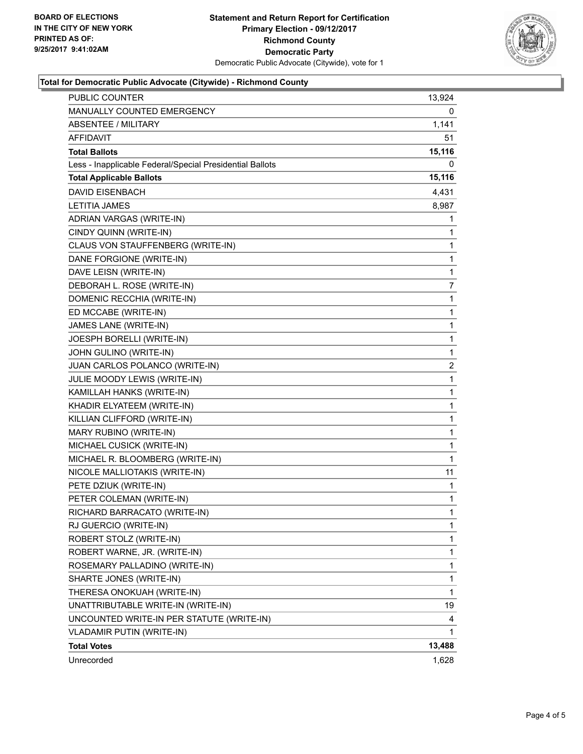**BOARD OF ELECTIONS**
**IN THE CITY OF NEW YORK**
**PRINTED AS OF:**
**9/25/2017 9:41:02AM**

**Statement and Return Report for Certification**
**Primary Election - 09/12/2017**
**Richmond County**
**Democratic Party**
Democratic Public Advocate (Citywide), vote for 1

### Total for Democratic Public Advocate (Citywide) - Richmond County

| | |
|---|---|
| PUBLIC COUNTER | 13,924 |
| MANUALLY COUNTED EMERGENCY | 0 |
| ABSENTEE / MILITARY | 1,141 |
| AFFIDAVIT | 51 |
| **Total Ballots** | **15,116** |
| Less - Inapplicable Federal/Special Presidential Ballots | 0 |
| **Total Applicable Ballots** | **15,116** |
| DAVID EISENBACH | 4,431 |
| LETITIA JAMES | 8,987 |
| ADRIAN VARGAS (WRITE-IN) | 1 |
| CINDY QUINN (WRITE-IN) | 1 |
| CLAUS VON STAUFFENBERG (WRITE-IN) | 1 |
| DANE FORGIONE (WRITE-IN) | 1 |
| DAVE LEISN (WRITE-IN) | 1 |
| DEBORAH L. ROSE (WRITE-IN) | 7 |
| DOMENIC RECCHIA (WRITE-IN) | 1 |
| ED MCCABE (WRITE-IN) | 1 |
| JAMES LANE (WRITE-IN) | 1 |
| JOESPH BORELLI (WRITE-IN) | 1 |
| JOHN GULINO (WRITE-IN) | 1 |
| JUAN CARLOS POLANCO (WRITE-IN) | 2 |
| JULIE MOODY LEWIS (WRITE-IN) | 1 |
| KAMILLAH HANKS (WRITE-IN) | 1 |
| KHADIR ELYATEEM (WRITE-IN) | 1 |
| KILLIAN CLIFFORD (WRITE-IN) | 1 |
| MARY RUBINO (WRITE-IN) | 1 |
| MICHAEL CUSICK (WRITE-IN) | 1 |
| MICHAEL R. BLOOMBERG (WRITE-IN) | 1 |
| NICOLE MALLIOTAKIS (WRITE-IN) | 11 |
| PETE DZIUK (WRITE-IN) | 1 |
| PETER COLEMAN (WRITE-IN) | 1 |
| RICHARD BARRACATO (WRITE-IN) | 1 |
| RJ GUERCIO (WRITE-IN) | 1 |
| ROBERT STOLZ (WRITE-IN) | 1 |
| ROBERT WARNE, JR. (WRITE-IN) | 1 |
| ROSEMARY PALLADINO (WRITE-IN) | 1 |
| SHARTE JONES (WRITE-IN) | 1 |
| THERESA ONOKUAH (WRITE-IN) | 1 |
| UNATTRIBUTABLE WRITE-IN (WRITE-IN) | 19 |
| UNCOUNTED WRITE-IN PER STATUTE (WRITE-IN) | 4 |
| VLADAMIR PUTIN (WRITE-IN) | 1 |
| **Total Votes** | **13,488** |
| Unrecorded | 1,628 |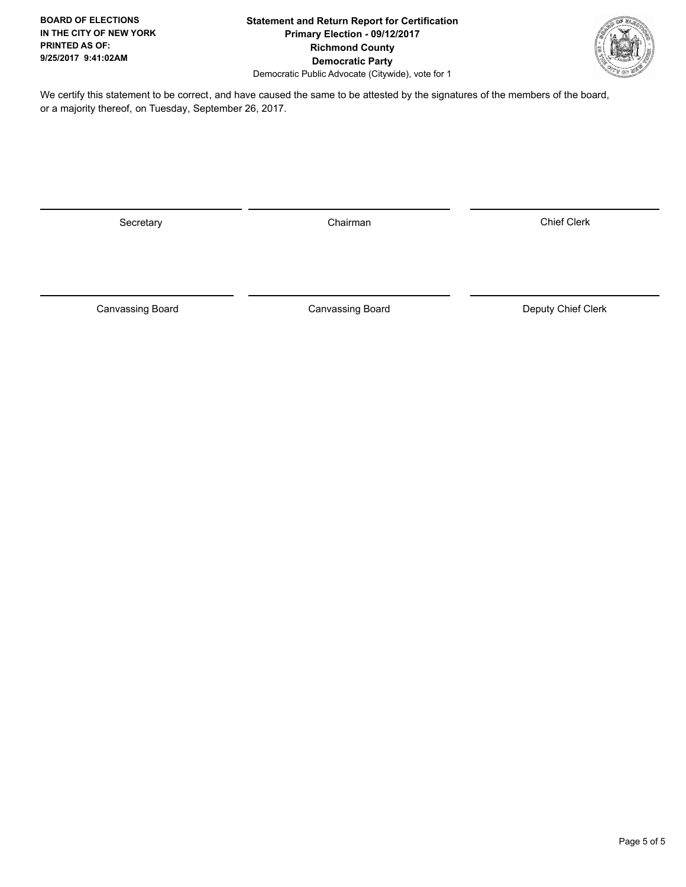**BOARD OF ELECTIONS**
**IN THE CITY OF NEW YORK**
**PRINTED AS OF:**
**9/25/2017 9:41:02AM**

**Statement and Return Report for Certification**
**Primary Election - 09/12/2017**
**Richmond County**
**Democratic Party**
Democratic Public Advocate (Citywide), vote for 1

We certify this statement to be correct, and have caused the same to be attested by the signatures of the members of the board, or a majority thereof, on Tuesday, September 26, 2017.

| | | |
|---|---|---|
| Secretary | Chairman | Chief Clerk |
| Canvassing Board | Canvassing Board | Deputy Chief Clerk |